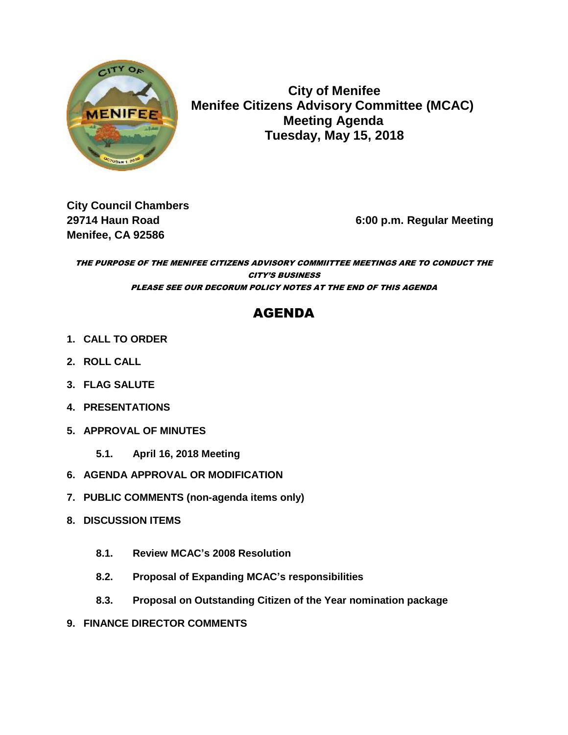# City of Menifee
## Menifee Citizens Advisory Committee (MCAC)
## Meeting Agenda
## Tuesday, May 15, 2018

**City Council Chambers**
**29714 Haun Road**
**Menifee, CA 92586**

**6:00 p.m. Regular Meeting**

***THE PURPOSE OF THE MENIFEE CITIZENS ADVISORY COMMIITTEE MEETINGS ARE TO CONDUCT THE CITY'S BUSINESS***
***PLEASE SEE OUR DECORUM POLICY NOTES AT THE END OF THIS AGENDA***

## AGENDA

1. **CALL TO ORDER**
2. **ROLL CALL**
3. **FLAG SALUTE**
4. **PRESENTATIONS**
5. **APPROVAL OF MINUTES**
   - **5.1. April 16, 2018 Meeting**
6. **AGENDA APPROVAL OR MODIFICATION**
7. **PUBLIC COMMENTS (non-agenda items only)**
8. **DISCUSSION ITEMS**
   - **8.1. Review MCAC's 2008 Resolution**
   - **8.2. Proposal of Expanding MCAC's responsibilities**
   - **8.3. Proposal on Outstanding Citizen of the Year nomination package**
9. **FINANCE DIRECTOR COMMENTS**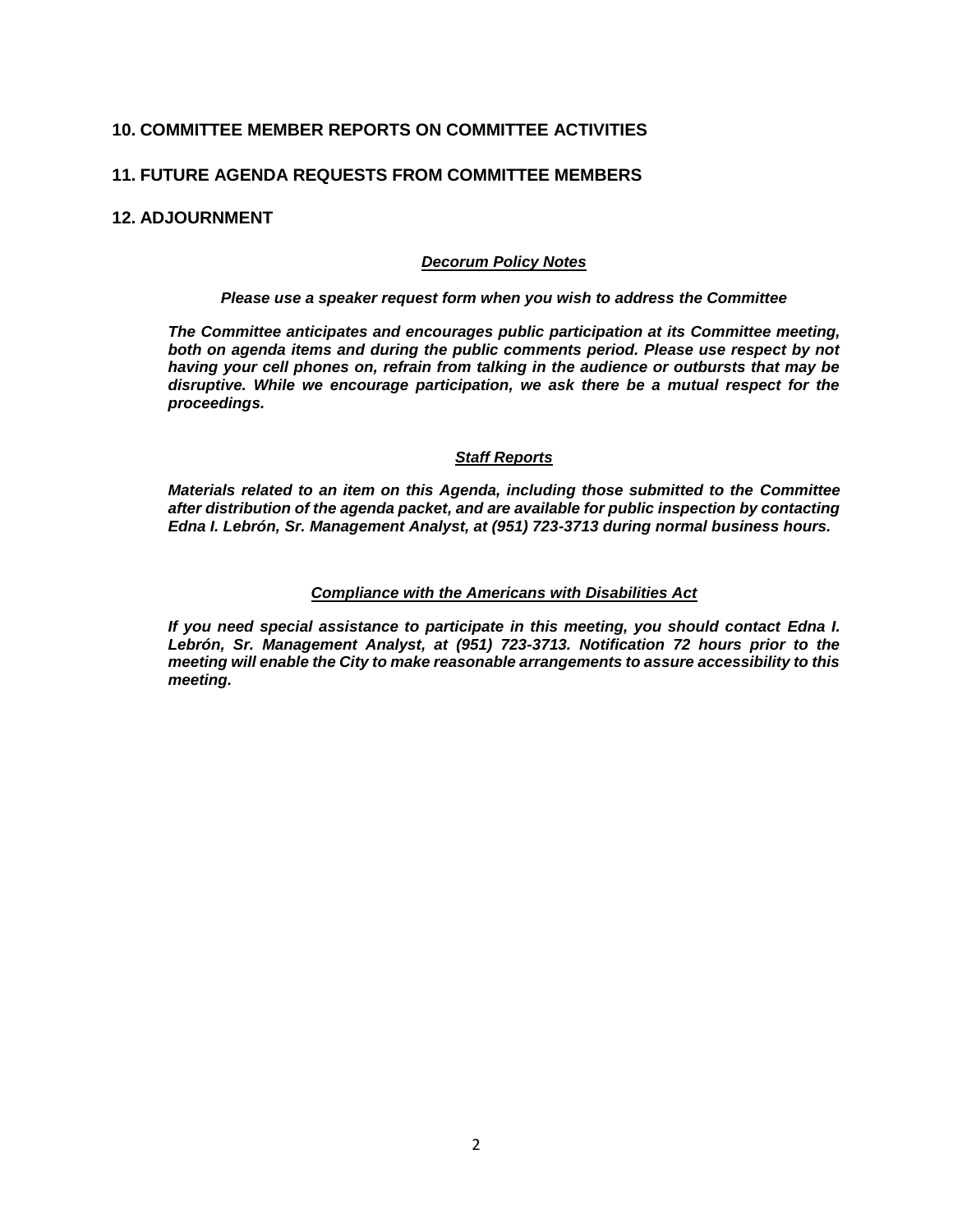## 10. COMMITTEE MEMBER REPORTS ON COMMITTEE ACTIVITIES

## 11. FUTURE AGENDA REQUESTS FROM COMMITTEE MEMBERS

## 12. ADJOURNMENT

***Decorum Policy Notes***

***Please use a speaker request form when you wish to address the Committee***

***The Committee anticipates and encourages public participation at its Committee meeting, both on agenda items and during the public comments period. Please use respect by not having your cell phones on, refrain from talking in the audience or outbursts that may be disruptive. While we encourage participation, we ask there be a mutual respect for the proceedings.***

***Staff Reports***

***Materials related to an item on this Agenda, including those submitted to the Committee after distribution of the agenda packet, and are available for public inspection by contacting Edna I. Lebrón, Sr. Management Analyst, at (951) 723-3713 during normal business hours.***

***Compliance with the Americans with Disabilities Act***

***If you need special assistance to participate in this meeting, you should contact Edna I. Lebrón, Sr. Management Analyst, at (951) 723-3713. Notification 72 hours prior to the meeting will enable the City to make reasonable arrangements to assure accessibility to this meeting.***